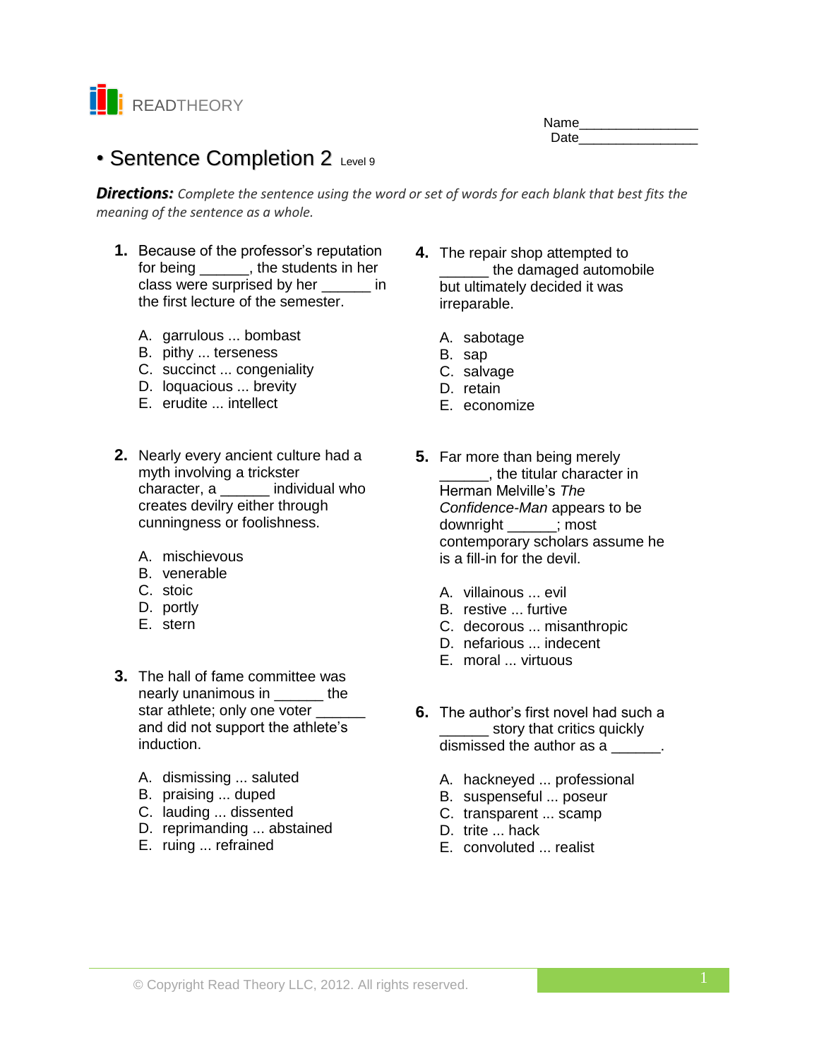READTHEORY

Name________________
Date________________

# • Sentence Completion 2 Level 9

***Directions:*** *Complete the sentence using the word or set of words for each blank that best fits the meaning of the sentence as a whole.*

**1.** Because of the professor's reputation for being ______, the students in her class were surprised by her ______ in the first lecture of the semester.

A. garrulous ... bombast
B. pithy ... terseness
C. succinct ... congeniality
D. loquacious ... brevity
E. erudite ... intellect

**2.** Nearly every ancient culture had a myth involving a trickster character, a ______ individual who creates devilry either through cunningness or foolishness.

A. mischievous
B. venerable
C. stoic
D. portly
E. stern

**3.** The hall of fame committee was nearly unanimous in ______ the star athlete; only one voter ______ and did not support the athlete's induction.

A. dismissing ... saluted
B. praising ... duped
C. lauding ... dissented
D. reprimanding ... abstained
E. ruing ... refrained

**4.** The repair shop attempted to ______ the damaged automobile but ultimately decided it was irreparable.

A. sabotage
B. sap
C. salvage
D. retain
E. economize

**5.** Far more than being merely ______, the titular character in Herman Melville's *The Confidence-Man* appears to be downright ______; most contemporary scholars assume he is a fill-in for the devil.

A. villainous ... evil
B. restive ... furtive
C. decorous ... misanthropic
D. nefarious ... indecent
E. moral ... virtuous

**6.** The author's first novel had such a ______ story that critics quickly dismissed the author as a ______.

A. hackneyed ... professional
B. suspenseful ... poseur
C. transparent ... scamp
D. trite ... hack
E. convoluted ... realist

© Copyright Read Theory LLC, 2012. All rights reserved.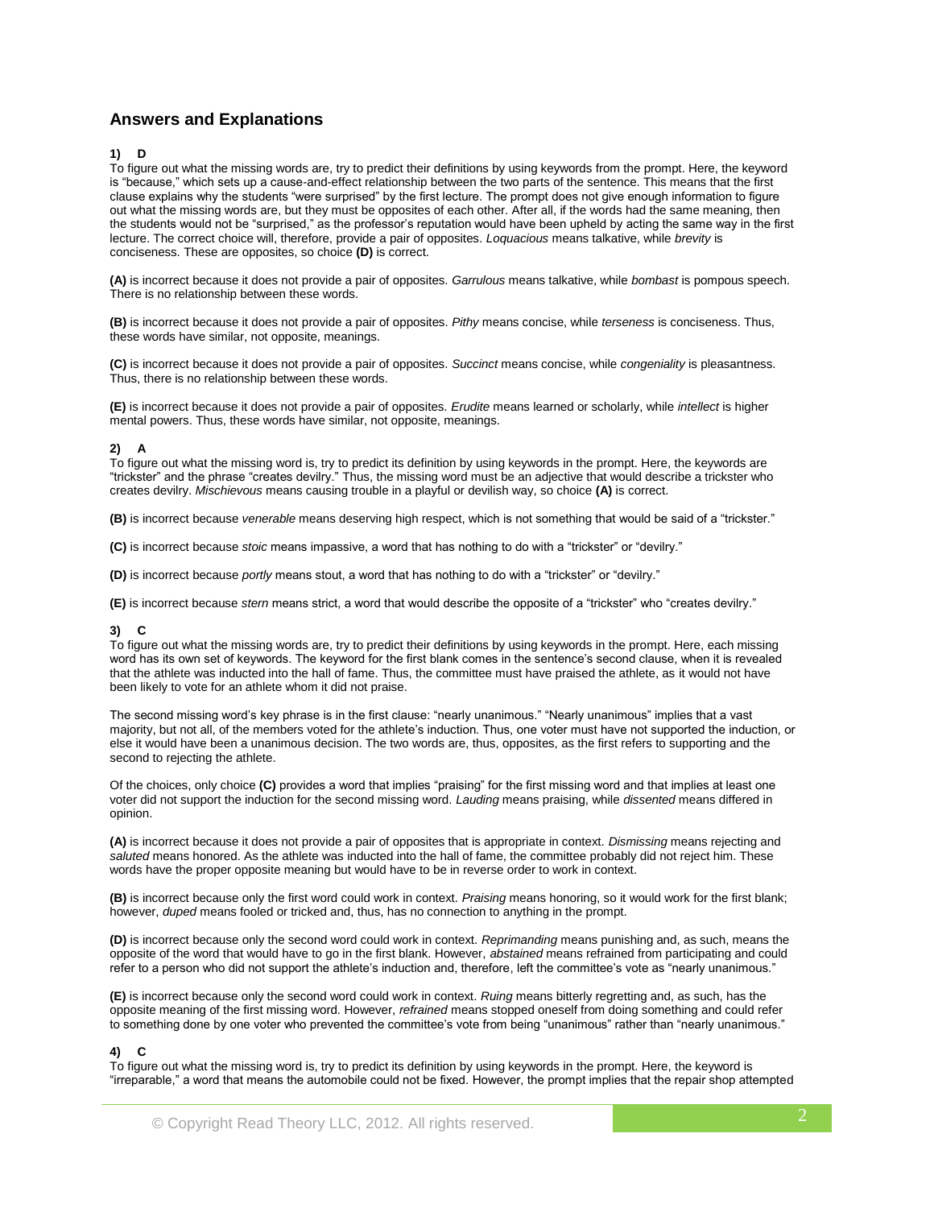## Answers and Explanations

**1) D**

To figure out what the missing words are, try to predict their definitions by using keywords from the prompt. Here, the keyword is "because," which sets up a cause-and-effect relationship between the two parts of the sentence. This means that the first clause explains why the students "were surprised" by the first lecture. The prompt does not give enough information to figure out what the missing words are, but they must be opposites of each other. After all, if the words had the same meaning, then the students would not be "surprised," as the professor's reputation would have been upheld by acting the same way in the first lecture. The correct choice will, therefore, provide a pair of opposites. *Loquacious* means talkative, while *brevity* is conciseness. These are opposites, so choice **(D)** is correct.

**(A)** is incorrect because it does not provide a pair of opposites. *Garrulous* means talkative, while *bombast* is pompous speech. There is no relationship between these words.

**(B)** is incorrect because it does not provide a pair of opposites. *Pithy* means concise, while *terseness* is conciseness. Thus, these words have similar, not opposite, meanings.

**(C)** is incorrect because it does not provide a pair of opposites. *Succinct* means concise, while *congeniality* is pleasantness. Thus, there is no relationship between these words.

**(E)** is incorrect because it does not provide a pair of opposites. *Erudite* means learned or scholarly, while *intellect* is higher mental powers. Thus, these words have similar, not opposite, meanings.

**2) A**

To figure out what the missing word is, try to predict its definition by using keywords in the prompt. Here, the keywords are "trickster" and the phrase "creates devilry." Thus, the missing word must be an adjective that would describe a trickster who creates devilry. *Mischievous* means causing trouble in a playful or devilish way, so choice **(A)** is correct.

**(B)** is incorrect because *venerable* means deserving high respect, which is not something that would be said of a "trickster."

**(C)** is incorrect because *stoic* means impassive, a word that has nothing to do with a "trickster" or "devilry."

**(D)** is incorrect because *portly* means stout, a word that has nothing to do with a "trickster" or "devilry."

**(E)** is incorrect because *stern* means strict, a word that would describe the opposite of a "trickster" who "creates devilry."

**3) C**

To figure out what the missing words are, try to predict their definitions by using keywords in the prompt. Here, each missing word has its own set of keywords. The keyword for the first blank comes in the sentence's second clause, when it is revealed that the athlete was inducted into the hall of fame. Thus, the committee must have praised the athlete, as it would not have been likely to vote for an athlete whom it did not praise.

The second missing word's key phrase is in the first clause: "nearly unanimous." "Nearly unanimous" implies that a vast majority, but not all, of the members voted for the athlete's induction. Thus, one voter must have not supported the induction, or else it would have been a unanimous decision. The two words are, thus, opposites, as the first refers to supporting and the second to rejecting the athlete.

Of the choices, only choice **(C)** provides a word that implies "praising" for the first missing word and that implies at least one voter did not support the induction for the second missing word. *Lauding* means praising, while *dissented* means differed in opinion.

**(A)** is incorrect because it does not provide a pair of opposites that is appropriate in context. *Dismissing* means rejecting and *saluted* means honored. As the athlete was inducted into the hall of fame, the committee probably did not reject him. These words have the proper opposite meaning but would have to be in reverse order to work in context.

**(B)** is incorrect because only the first word could work in context. *Praising* means honoring, so it would work for the first blank; however, *duped* means fooled or tricked and, thus, has no connection to anything in the prompt.

**(D)** is incorrect because only the second word could work in context. *Reprimanding* means punishing and, as such, means the opposite of the word that would have to go in the first blank. However, *abstained* means refrained from participating and could refer to a person who did not support the athlete's induction and, therefore, left the committee's vote as "nearly unanimous."

**(E)** is incorrect because only the second word could work in context. *Ruing* means bitterly regretting and, as such, has the opposite meaning of the first missing word. However, *refrained* means stopped oneself from doing something and could refer to something done by one voter who prevented the committee's vote from being "unanimous" rather than "nearly unanimous."

**4) C**

To figure out what the missing word is, try to predict its definition by using keywords in the prompt. Here, the keyword is "irreparable," a word that means the automobile could not be fixed. However, the prompt implies that the repair shop attempted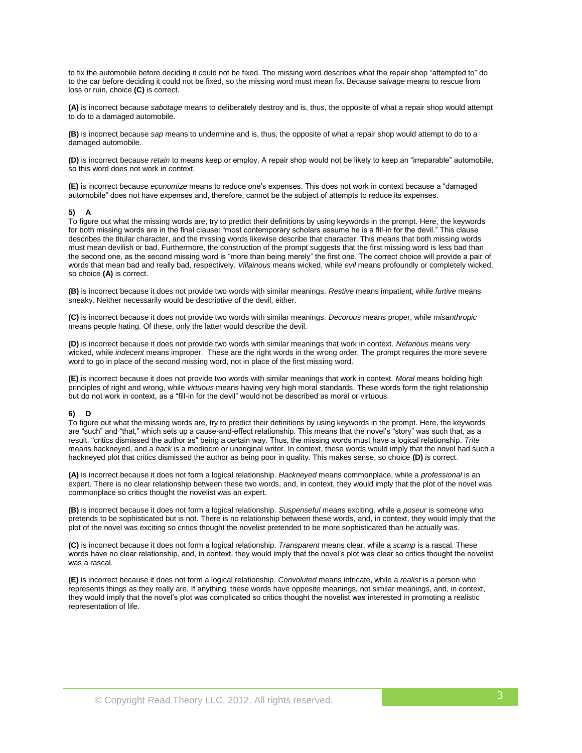to fix the automobile before deciding it could not be fixed. The missing word describes what the repair shop "attempted to" do to the car before deciding it could not be fixed, so the missing word must mean fix. Because *salvage* means to rescue from loss or ruin, choice **(C)** is correct.

**(A)** is incorrect because *sabotage* means to deliberately destroy and is, thus, the opposite of what a repair shop would attempt to do to a damaged automobile.

**(B)** is incorrect because *sap* means to undermine and is, thus, the opposite of what a repair shop would attempt to do to a damaged automobile.

**(D)** is incorrect because *retain* to means keep or employ. A repair shop would not be likely to keep an "irreparable" automobile, so this word does not work in context.

**(E)** is incorrect because *economize* means to reduce one's expenses. This does not work in context because a "damaged automobile" does not have expenses and, therefore, cannot be the subject of attempts to reduce its expenses.

**5) A**

To figure out what the missing words are, try to predict their definitions by using keywords in the prompt. Here, the keywords for both missing words are in the final clause: "most contemporary scholars assume he is a fill-in for the devil." This clause describes the titular character, and the missing words likewise describe that character. This means that both missing words must mean devilish or bad. Furthermore, the construction of the prompt suggests that the first missing word is less bad than the second one, as the second missing word is "more than being merely" the first one. The correct choice will provide a pair of words that mean bad and really bad, respectively. *Villainous* means wicked, while *evil* means profoundly or completely wicked, so choice **(A)** is correct.

**(B)** is incorrect because it does not provide two words with similar meanings. *Restive* means impatient, while *furtive* means sneaky. Neither necessarily would be descriptive of the devil, either.

**(C)** is incorrect because it does not provide two words with similar meanings. *Decorous* means proper, while *misanthropic* means people hating. Of these, only the latter would describe the devil.

**(D)** is incorrect because it does not provide two words with similar meanings that work in context. *Nefarious* means very wicked, while *indecent* means improper. These are the right words in the wrong order. The prompt requires the more severe word to go in place of the second missing word, not in place of the first missing word.

**(E)** is incorrect because it does not provide two words with similar meanings that work in context. *Moral* means holding high principles of right and wrong, while *virtuous* means having very high moral standards. These words form the right relationship but do not work in context, as a "fill-in for the devil" would not be described as moral or virtuous.

**6) D**

To figure out what the missing words are, try to predict their definitions by using keywords in the prompt. Here, the keywords are "such" and "that," which sets up a cause-and-effect relationship. This means that the novel's "story" was such that, as a result, "critics dismissed the author as" being a certain way. Thus, the missing words must have a logical relationship. *Trite* means hackneyed, and a *hack* is a mediocre or unoriginal writer. In context, these words would imply that the novel had such a hackneyed plot that critics dismissed the author as being poor in quality. This makes sense, so choice **(D)** is correct.

**(A)** is incorrect because it does not form a logical relationship. *Hackneyed* means commonplace, while a *professional* is an expert. There is no clear relationship between these two words, and, in context, they would imply that the plot of the novel was commonplace so critics thought the novelist was an expert.

**(B)** is incorrect because it does not form a logical relationship. *Suspenseful* means exciting, while a *poseur* is someone who pretends to be sophisticated but is not. There is no relationship between these words, and, in context, they would imply that the plot of the novel was exciting so critics thought the novelist pretended to be more sophisticated than he actually was.

**(C)** is incorrect because it does not form a logical relationship. *Transparent* means clear, while a *scamp* is a rascal. These words have no clear relationship, and, in context, they would imply that the novel's plot was clear so critics thought the novelist was a rascal.

**(E)** is incorrect because it does not form a logical relationship. *Convoluted* means intricate, while a *realist* is a person who represents things as they really are. If anything, these words have opposite meanings, not similar meanings, and, in context, they would imply that the novel's plot was complicated so critics thought the novelist was interested in promoting a realistic representation of life.

© Copyright Read Theory LLC, 2012. All rights reserved.